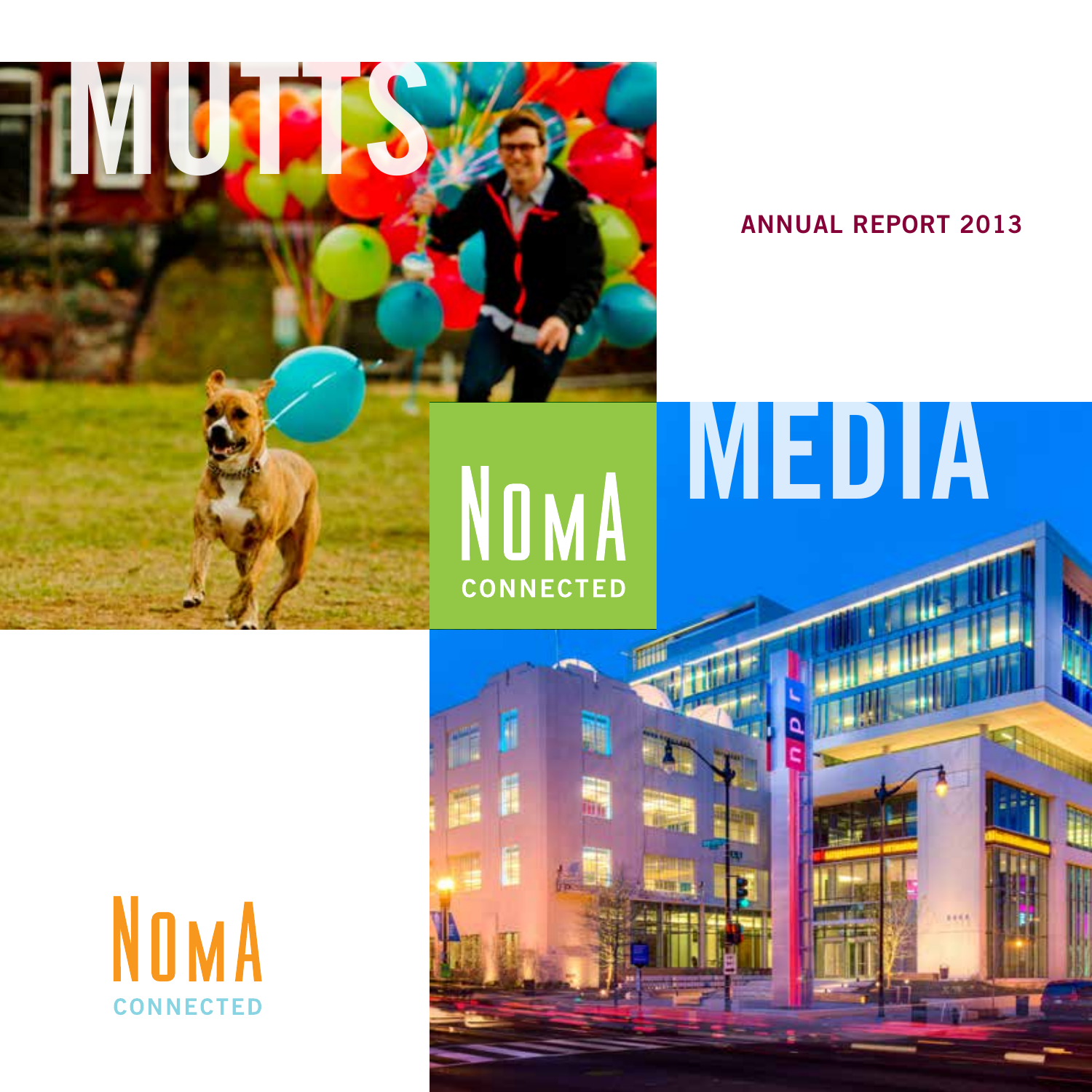# MUTTS

# MEDIA

NOMA CONNECTED

## ANNUAL REPORT 2013

NOMA CONNECTED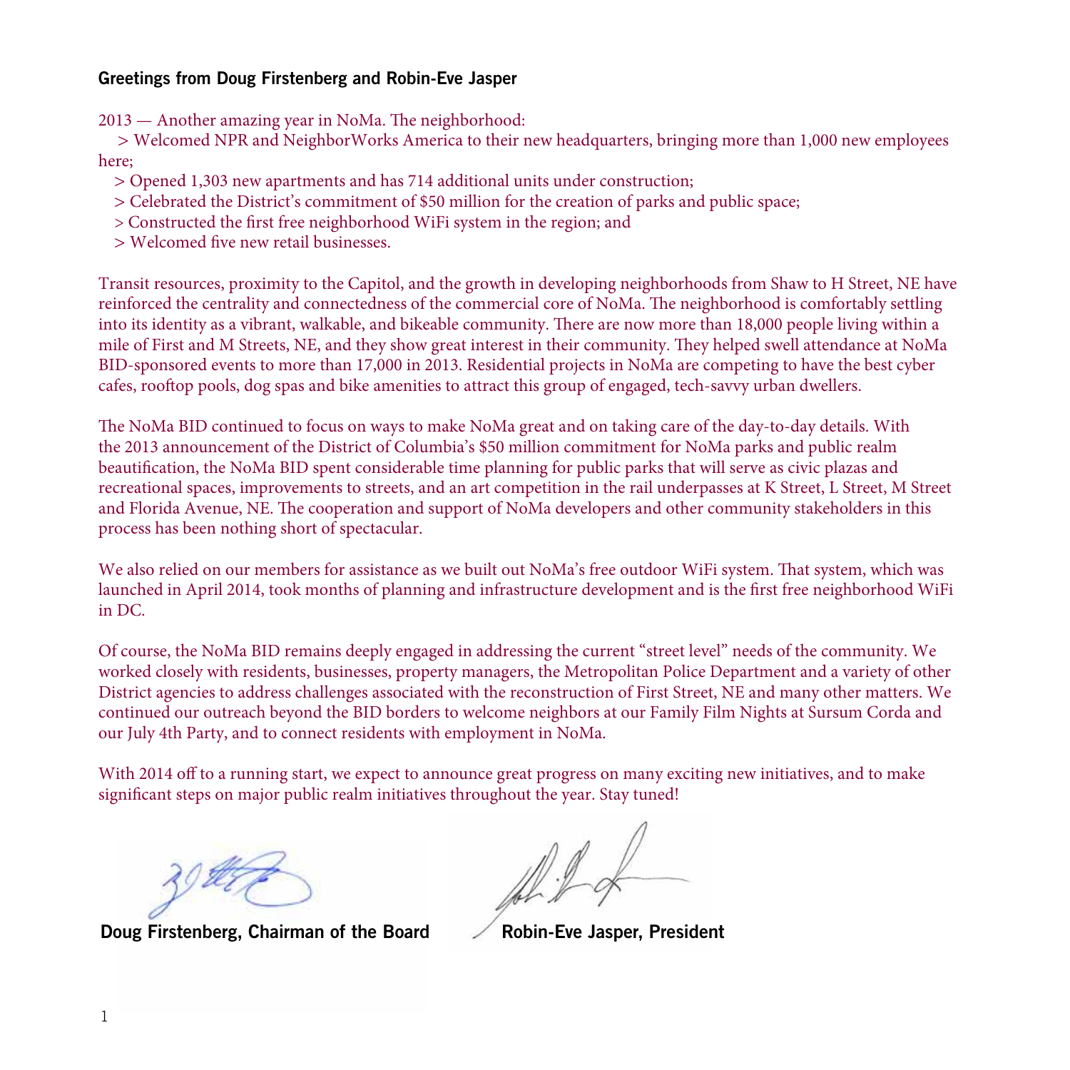## Greetings from Doug Firstenberg and Robin-Eve Jasper

2013 — Another amazing year in NoMa. The neighborhood:

- Welcomed NPR and NeighborWorks America to their new headquarters, bringing more than 1,000 new employees here;
- Opened 1,303 new apartments and has 714 additional units under construction;
- Celebrated the District's commitment of $50 million for the creation of parks and public space;
- Constructed the first free neighborhood WiFi system in the region; and
- Welcomed five new retail businesses.

Transit resources, proximity to the Capitol, and the growth in developing neighborhoods from Shaw to H Street, NE have reinforced the centrality and connectedness of the commercial core of NoMa. The neighborhood is comfortably settling into its identity as a vibrant, walkable, and bikeable community. There are now more than 18,000 people living within a mile of First and M Streets, NE, and they show great interest in their community. They helped swell attendance at NoMa BID-sponsored events to more than 17,000 in 2013. Residential projects in NoMa are competing to have the best cyber cafes, rooftop pools, dog spas and bike amenities to attract this group of engaged, tech-savvy urban dwellers.

The NoMa BID continued to focus on ways to make NoMa great and on taking care of the day-to-day details. With the 2013 announcement of the District of Columbia's $50 million commitment for NoMa parks and public realm beautification, the NoMa BID spent considerable time planning for public parks that will serve as civic plazas and recreational spaces, improvements to streets, and an art competition in the rail underpasses at K Street, L Street, M Street and Florida Avenue, NE. The cooperation and support of NoMa developers and other community stakeholders in this process has been nothing short of spectacular.

We also relied on our members for assistance as we built out NoMa's free outdoor WiFi system. That system, which was launched in April 2014, took months of planning and infrastructure development and is the first free neighborhood WiFi in DC.

Of course, the NoMa BID remains deeply engaged in addressing the current "street level" needs of the community. We worked closely with residents, businesses, property managers, the Metropolitan Police Department and a variety of other District agencies to address challenges associated with the reconstruction of First Street, NE and many other matters. We continued our outreach beyond the BID borders to welcome neighbors at our Family Film Nights at Sursum Corda and our July 4th Party, and to connect residents with employment in NoMa.

With 2014 off to a running start, we expect to announce great progress on many exciting new initiatives, and to make significant steps on major public realm initiatives throughout the year. Stay tuned!

**Doug Firstenberg, Chairman of the Board**

**Robin-Eve Jasper, President**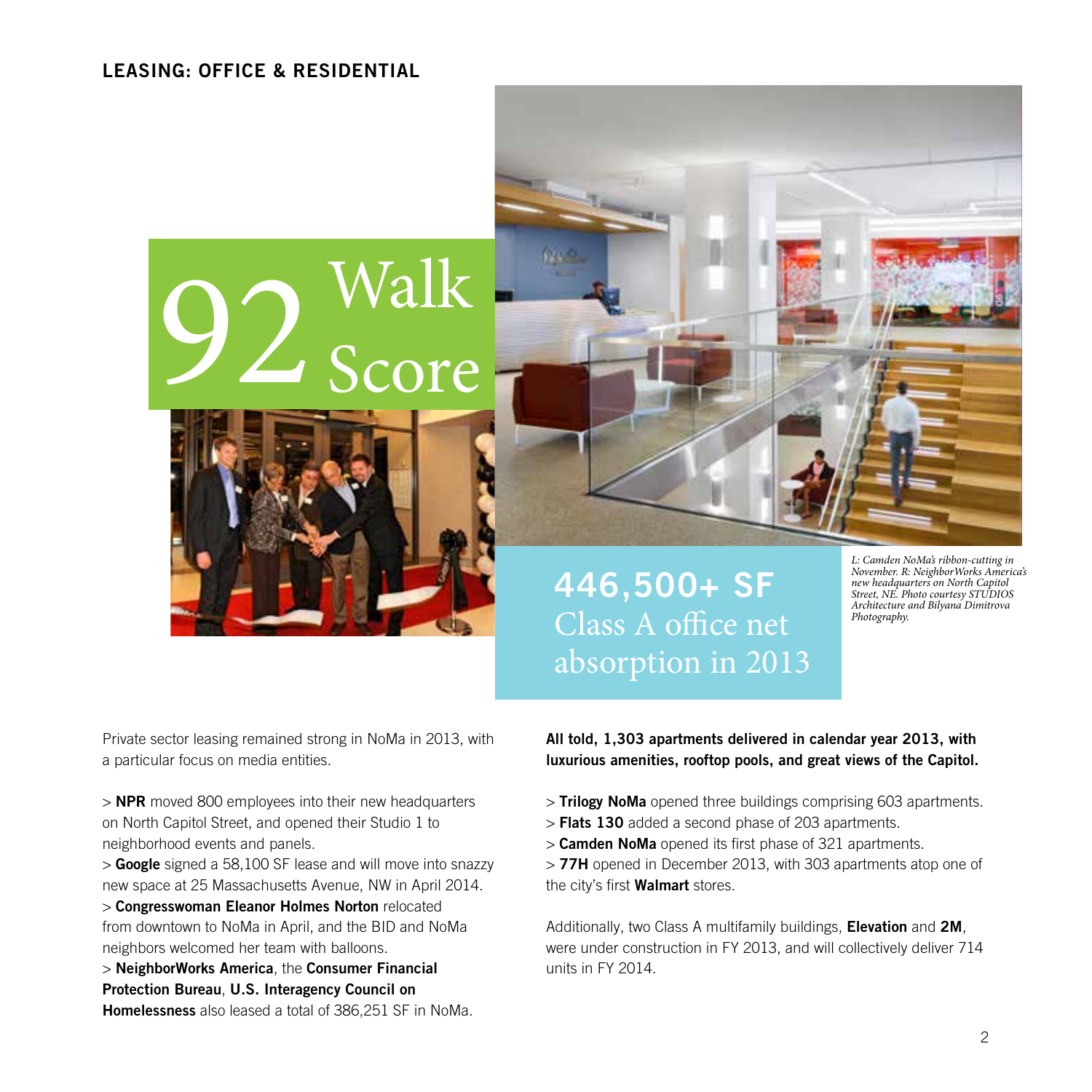## LEASING: OFFICE & RESIDENTIAL

**92 Walk Score**

**446,500+ SF**
Class A office net absorption in 2013

*L: Camden NoMa's ribbon-cutting in November. R: NeighborWorks America's new headquarters on North Capitol Street, NE. Photo courtesy STUDIOS Architecture and Bilyana Dimitrova Photography.*

Private sector leasing remained strong in NoMa in 2013, with a particular focus on media entities.

> **NPR** moved 800 employees into their new headquarters on North Capitol Street, and opened their Studio 1 to neighborhood events and panels.
> **Google** signed a 58,100 SF lease and will move into snazzy new space at 25 Massachusetts Avenue, NW in April 2014.
> **Congresswoman Eleanor Holmes Norton** relocated from downtown to NoMa in April, and the BID and NoMa neighbors welcomed her team with balloons.
> **NeighborWorks America**, the **Consumer Financial Protection Bureau**, **U.S. Interagency Council on Homelessness** also leased a total of 386,251 SF in NoMa.

**All told, 1,303 apartments delivered in calendar year 2013, with luxurious amenities, rooftop pools, and great views of the Capitol.**

> **Trilogy NoMa** opened three buildings comprising 603 apartments.
> **Flats 130** added a second phase of 203 apartments.
> **Camden NoMa** opened its first phase of 321 apartments.
> **77H** opened in December 2013, with 303 apartments atop one of the city's first **Walmart** stores.

Additionally, two Class A multifamily buildings, **Elevation** and **2M**, were under construction in FY 2013, and will collectively deliver 714 units in FY 2014.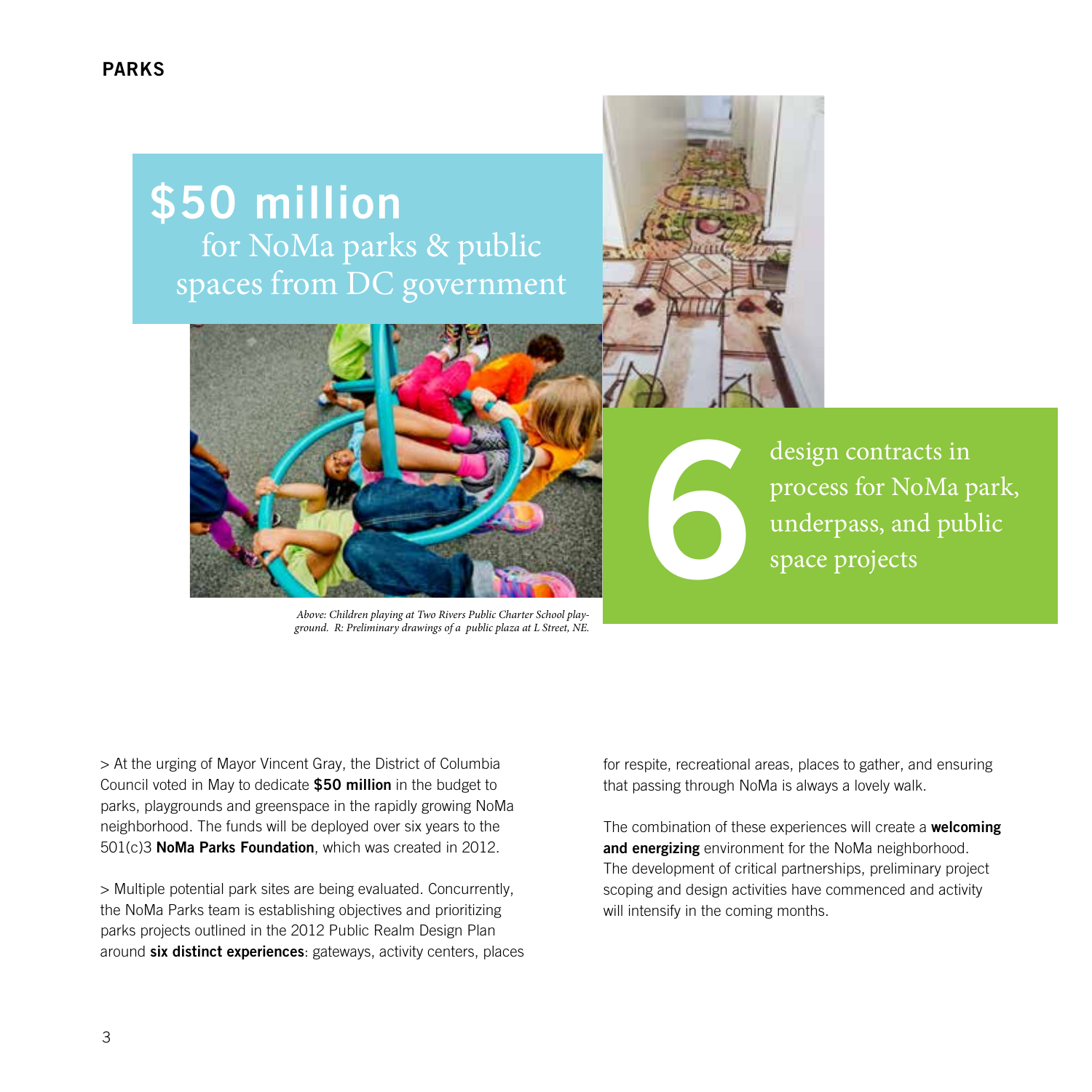## PARKS

**$50 million** for NoMa parks & public spaces from DC government

*Above: Children playing at Two Rivers Public Charter School playground. R: Preliminary drawings of a public plaza at L Street, NE.*

**6** design contracts in process for NoMa park, underpass, and public space projects

> At the urging of Mayor Vincent Gray, the District of Columbia Council voted in May to dedicate **$50 million** in the budget to parks, playgrounds and greenspace in the rapidly growing NoMa neighborhood. The funds will be deployed over six years to the 501(c)3 **NoMa Parks Foundation**, which was created in 2012.

> Multiple potential park sites are being evaluated. Concurrently, the NoMa Parks team is establishing objectives and prioritizing parks projects outlined in the 2012 Public Realm Design Plan around **six distinct experiences**: gateways, activity centers, places for respite, recreational areas, places to gather, and ensuring that passing through NoMa is always a lovely walk.

The combination of these experiences will create a **welcoming and energizing** environment for the NoMa neighborhood. The development of critical partnerships, preliminary project scoping and design activities have commenced and activity will intensify in the coming months.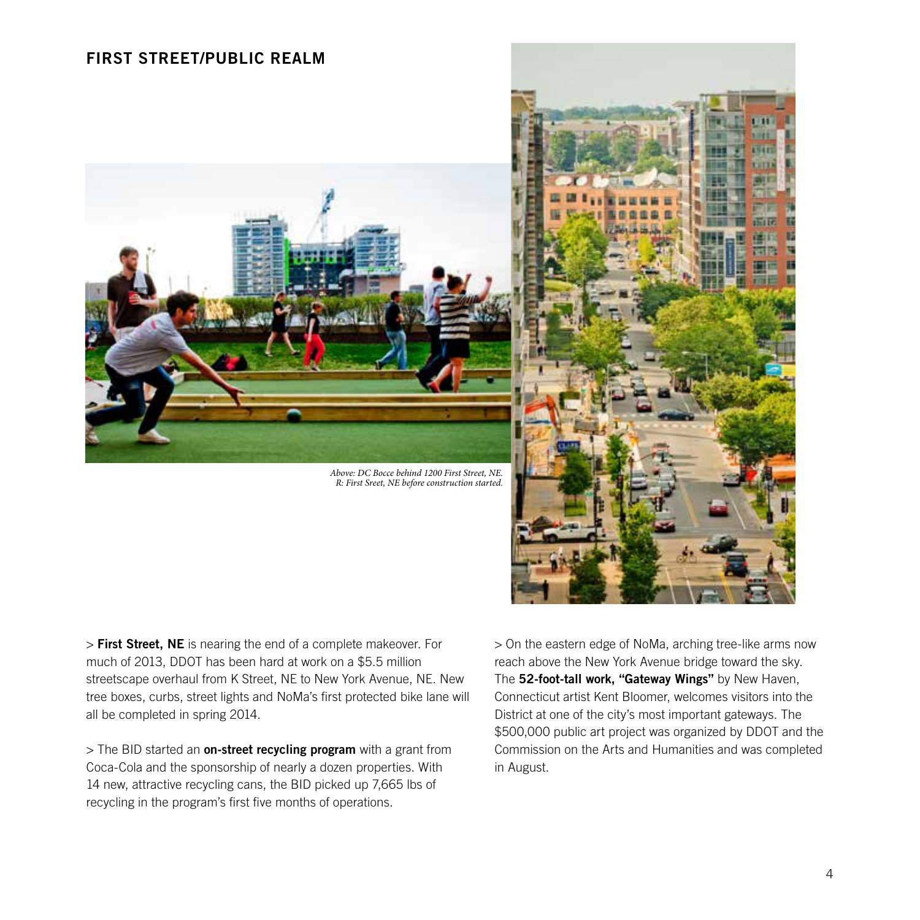## FIRST STREET/PUBLIC REALM

*Above: DC Bocce behind 1200 First Street, NE.*
*R: First Sreet, NE before construction started.*

> **First Street, NE** is nearing the end of a complete makeover. For much of 2013, DDOT has been hard at work on a $5.5 million streetscape overhaul from K Street, NE to New York Avenue, NE. New tree boxes, curbs, street lights and NoMa's first protected bike lane will all be completed in spring 2014.

> The BID started an **on-street recycling program** with a grant from Coca-Cola and the sponsorship of nearly a dozen properties. With 14 new, attractive recycling cans, the BID picked up 7,665 lbs of recycling in the program's first five months of operations.

> On the eastern edge of NoMa, arching tree-like arms now reach above the New York Avenue bridge toward the sky. The **52-foot-tall work, "Gateway Wings"** by New Haven, Connecticut artist Kent Bloomer, welcomes visitors into the District at one of the city's most important gateways. The $500,000 public art project was organized by DDOT and the Commission on the Arts and Humanities and was completed in August.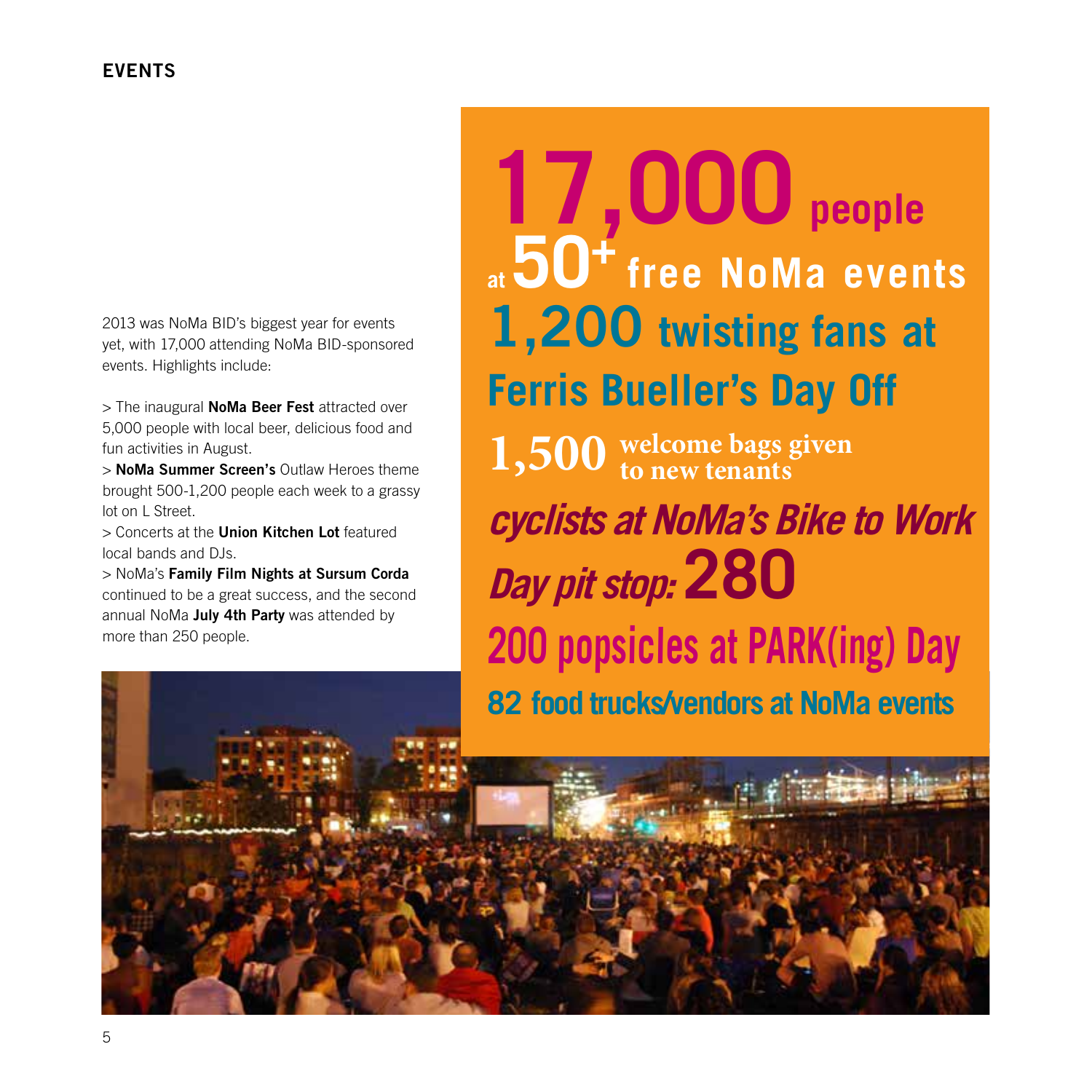## EVENTS

2013 was NoMa BID's biggest year for events yet, with 17,000 attending NoMa BID-sponsored events. Highlights include:

> The inaugural **NoMa Beer Fest** attracted over 5,000 people with local beer, delicious food and fun activities in August.
> **NoMa Summer Screen's** Outlaw Heroes theme brought 500-1,200 people each week to a grassy lot on L Street.
> Concerts at the **Union Kitchen Lot** featured local bands and DJs.
> NoMa's **Family Film Nights at Sursum Corda** continued to be a great success, and the second annual NoMa **July 4th Party** was attended by more than 250 people.

**17,000 people at 50+ free NoMa events**

**1,200 twisting fans at Ferris Bueller's Day Off**

**1,500 welcome bags given to new tenants**

***cyclists at NoMa's Bike to Work Day pit stop:* 280**

**200 popsicles at PARK(ing) Day**

**82 food trucks/vendors at NoMa events**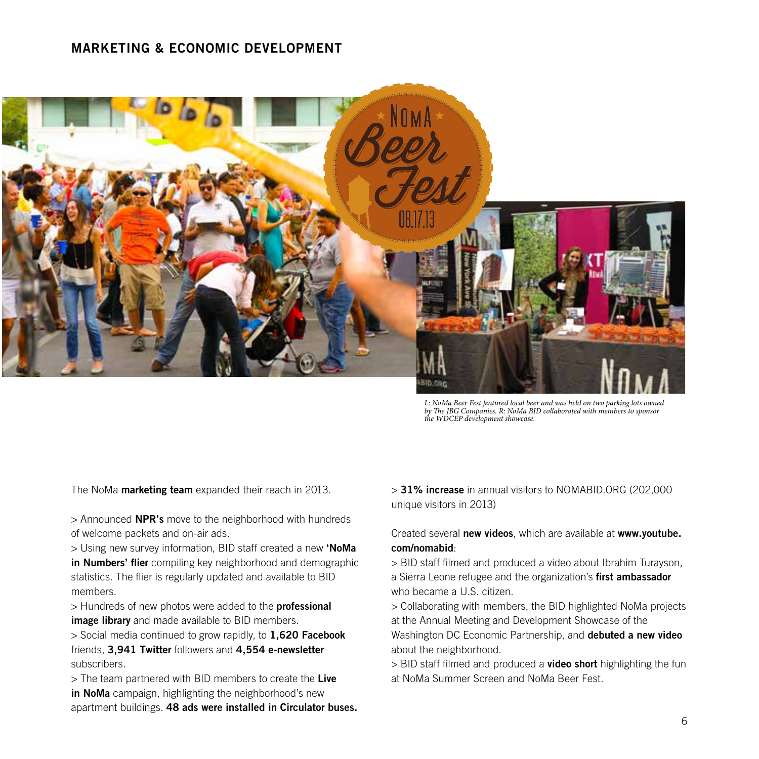## MARKETING & ECONOMIC DEVELOPMENT

*L: NoMa Beer Fest featured local beer and was held on two parking lots owned by The JBG Companies. R: NoMa BID collaborated with members to sponsor the WDCEP development showcase.*

The NoMa **marketing team** expanded their reach in 2013.

> Announced **NPR's** move to the neighborhood with hundreds of welcome packets and on-air ads.
> Using new survey information, BID staff created a new **'NoMa in Numbers' flier** compiling key neighborhood and demographic statistics. The flier is regularly updated and available to BID members.
> Hundreds of new photos were added to the **professional image library** and made available to BID members.
> Social media continued to grow rapidly, to **1,620 Facebook** friends, **3,941 Twitter** followers and **4,554 e-newsletter** subscribers.
> The team partnered with BID members to create the **Live in NoMa** campaign, highlighting the neighborhood's new apartment buildings. **48 ads were installed in Circulator buses.**
> **31% increase** in annual visitors to NOMABID.ORG (202,000 unique visitors in 2013)

Created several **new videos**, which are available at **www.youtube.com/nomabid**:

> BID staff filmed and produced a video about Ibrahim Turayson, a Sierra Leone refugee and the organization's **first ambassador** who became a U.S. citizen.
> Collaborating with members, the BID highlighted NoMa projects at the Annual Meeting and Development Showcase of the Washington DC Economic Partnership, and **debuted a new video** about the neighborhood.
> BID staff filmed and produced a **video short** highlighting the fun at NoMa Summer Screen and NoMa Beer Fest.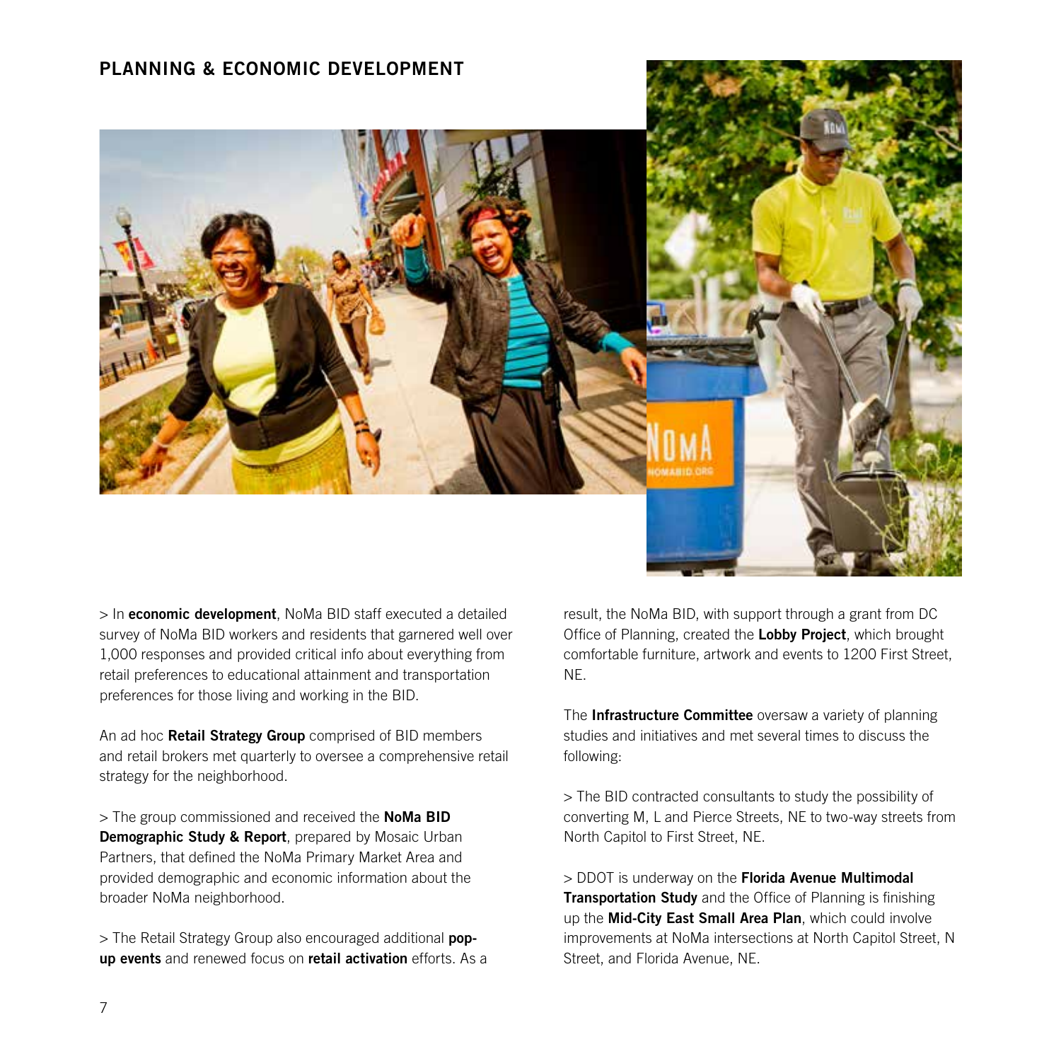## PLANNING & ECONOMIC DEVELOPMENT

> In **economic development**, NoMa BID staff executed a detailed survey of NoMa BID workers and residents that garnered well over 1,000 responses and provided critical info about everything from retail preferences to educational attainment and transportation preferences for those living and working in the BID.

An ad hoc **Retail Strategy Group** comprised of BID members and retail brokers met quarterly to oversee a comprehensive retail strategy for the neighborhood.

> The group commissioned and received the **NoMa BID Demographic Study & Report**, prepared by Mosaic Urban Partners, that defined the NoMa Primary Market Area and provided demographic and economic information about the broader NoMa neighborhood.

> The Retail Strategy Group also encouraged additional **pop-up events** and renewed focus on **retail activation** efforts. As a result, the NoMa BID, with support through a grant from DC Office of Planning, created the **Lobby Project**, which brought comfortable furniture, artwork and events to 1200 First Street, NE.

The **Infrastructure Committee** oversaw a variety of planning studies and initiatives and met several times to discuss the following:

> The BID contracted consultants to study the possibility of converting M, L and Pierce Streets, NE to two-way streets from North Capitol to First Street, NE.

> DDOT is underway on the **Florida Avenue Multimodal Transportation Study** and the Office of Planning is finishing up the **Mid-City East Small Area Plan**, which could involve improvements at NoMa intersections at North Capitol Street, N Street, and Florida Avenue, NE.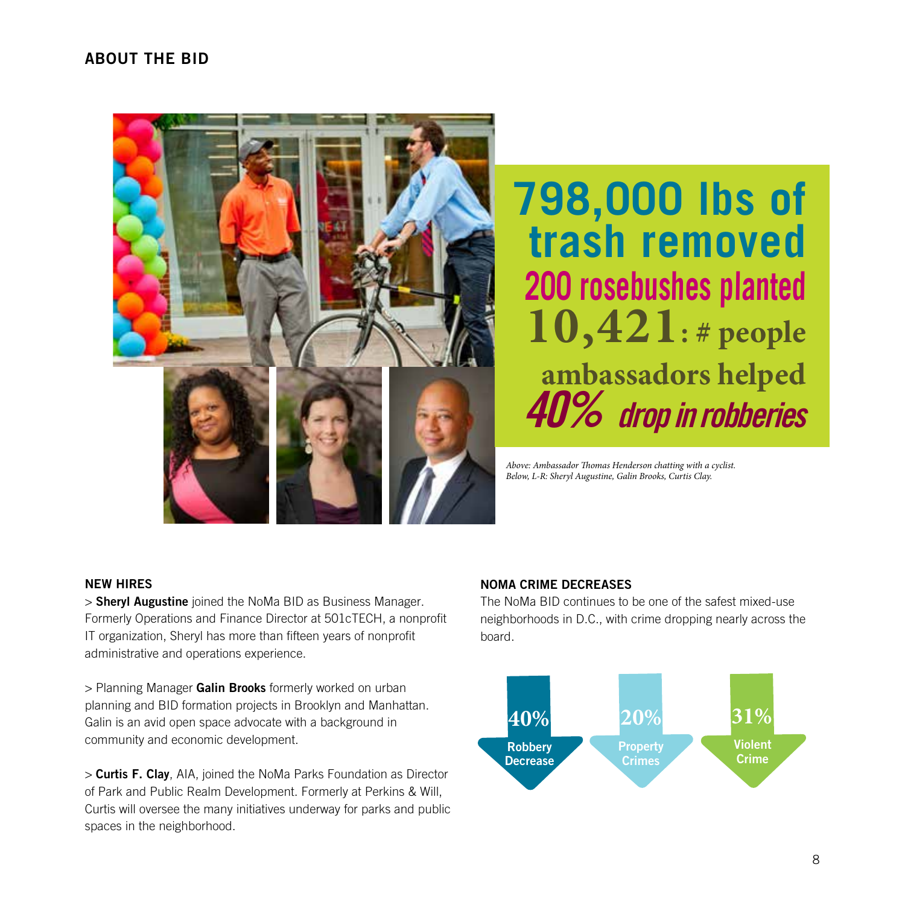## ABOUT THE BID

**798,000 lbs of trash removed**

**200 rosebushes planted**

**10,421: # people ambassadors helped**

***40% drop in robberies***

*Above: Ambassador Thomas Henderson chatting with a cyclist.*
*Below, L-R: Sheryl Augustine, Galin Brooks, Curtis Clay.*

### NEW HIRES

> **Sheryl Augustine** joined the NoMa BID as Business Manager. Formerly Operations and Finance Director at 501cTECH, a nonprofit IT organization, Sheryl has more than fifteen years of nonprofit administrative and operations experience.

> Planning Manager **Galin Brooks** formerly worked on urban planning and BID formation projects in Brooklyn and Manhattan. Galin is an avid open space advocate with a background in community and economic development.

> **Curtis F. Clay**, AIA, joined the NoMa Parks Foundation as Director of Park and Public Realm Development. Formerly at Perkins & Will, Curtis will oversee the many initiatives underway for parks and public spaces in the neighborhood.

### NOMA CRIME DECREASES

The NoMa BID continues to be one of the safest mixed-use neighborhoods in D.C., with crime dropping nearly across the board.

- **40%** Robbery Decrease
- **20%** Property Crimes
- **31%** Violent Crime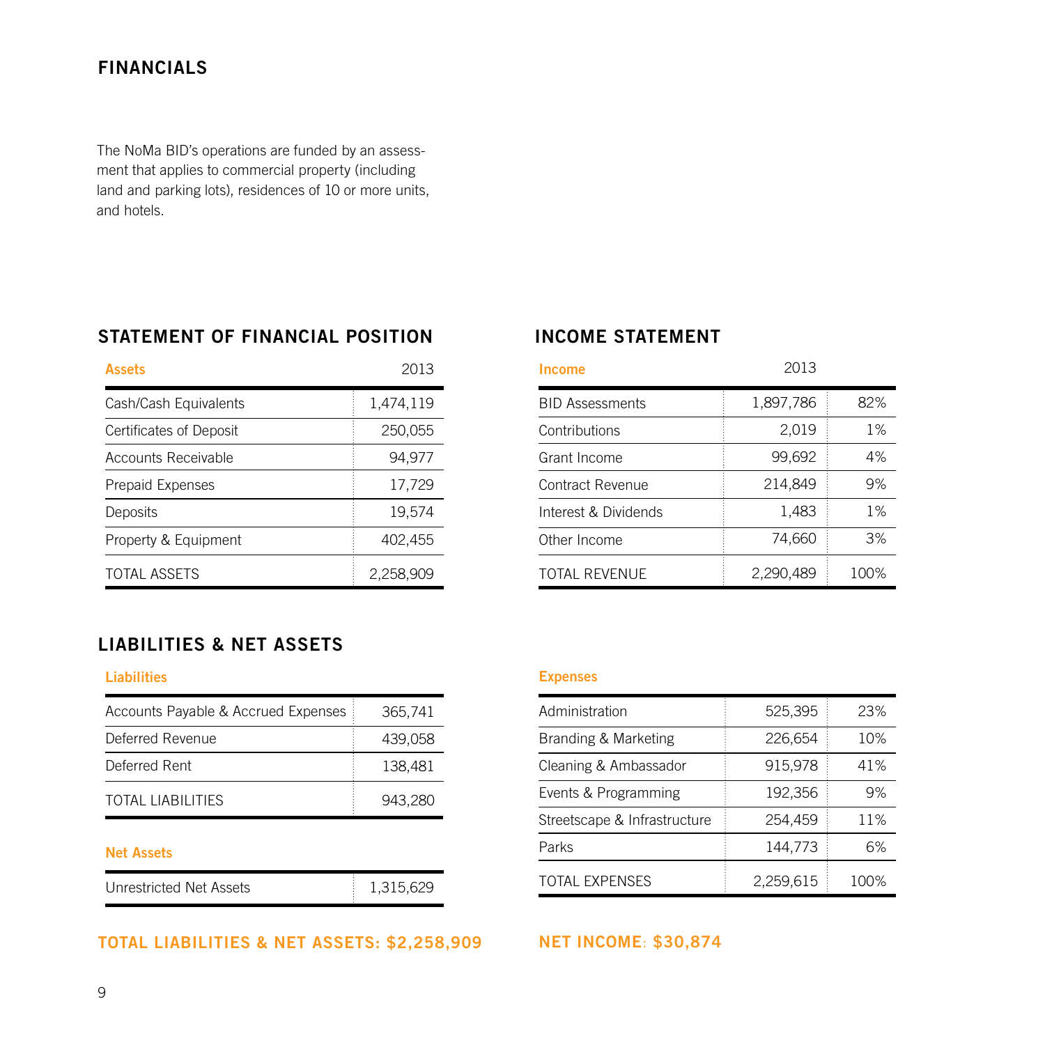# FINANCIALS

The NoMa BID's operations are funded by an assessment that applies to commercial property (including land and parking lots), residences of 10 or more units, and hotels.

## STATEMENT OF FINANCIAL POSITION

| Assets | 2013 |
|---|---|
| Cash/Cash Equivalents | 1,474,119 |
| Certificates of Deposit | 250,055 |
| Accounts Receivable | 94,977 |
| Prepaid Expenses | 17,729 |
| Deposits | 19,574 |
| Property & Equipment | 402,455 |
| TOTAL ASSETS | 2,258,909 |

## LIABILITIES & NET ASSETS

| Liabilities | |
|---|---|
| Accounts Payable & Accrued Expenses | 365,741 |
| Deferred Revenue | 439,058 |
| Deferred Rent | 138,481 |
| TOTAL LIABILITIES | 943,280 |

| Net Assets | |
|---|---|
| Unrestricted Net Assets | 1,315,629 |

**TOTAL LIABILITIES & NET ASSETS: $2,258,909**

## INCOME STATEMENT

| Income | 2013 | |
|---|---|---|
| BID Assessments | 1,897,786 | 82% |
| Contributions | 2,019 | 1% |
| Grant Income | 99,692 | 4% |
| Contract Revenue | 214,849 | 9% |
| Interest & Dividends | 1,483 | 1% |
| Other Income | 74,660 | 3% |
| TOTAL REVENUE | 2,290,489 | 100% |

| Expenses | | |
|---|---|---|
| Administration | 525,395 | 23% |
| Branding & Marketing | 226,654 | 10% |
| Cleaning & Ambassador | 915,978 | 41% |
| Events & Programming | 192,356 | 9% |
| Streetscape & Infrastructure | 254,459 | 11% |
| Parks | 144,773 | 6% |
| TOTAL EXPENSES | 2,259,615 | 100% |

**NET INCOME: $30,874**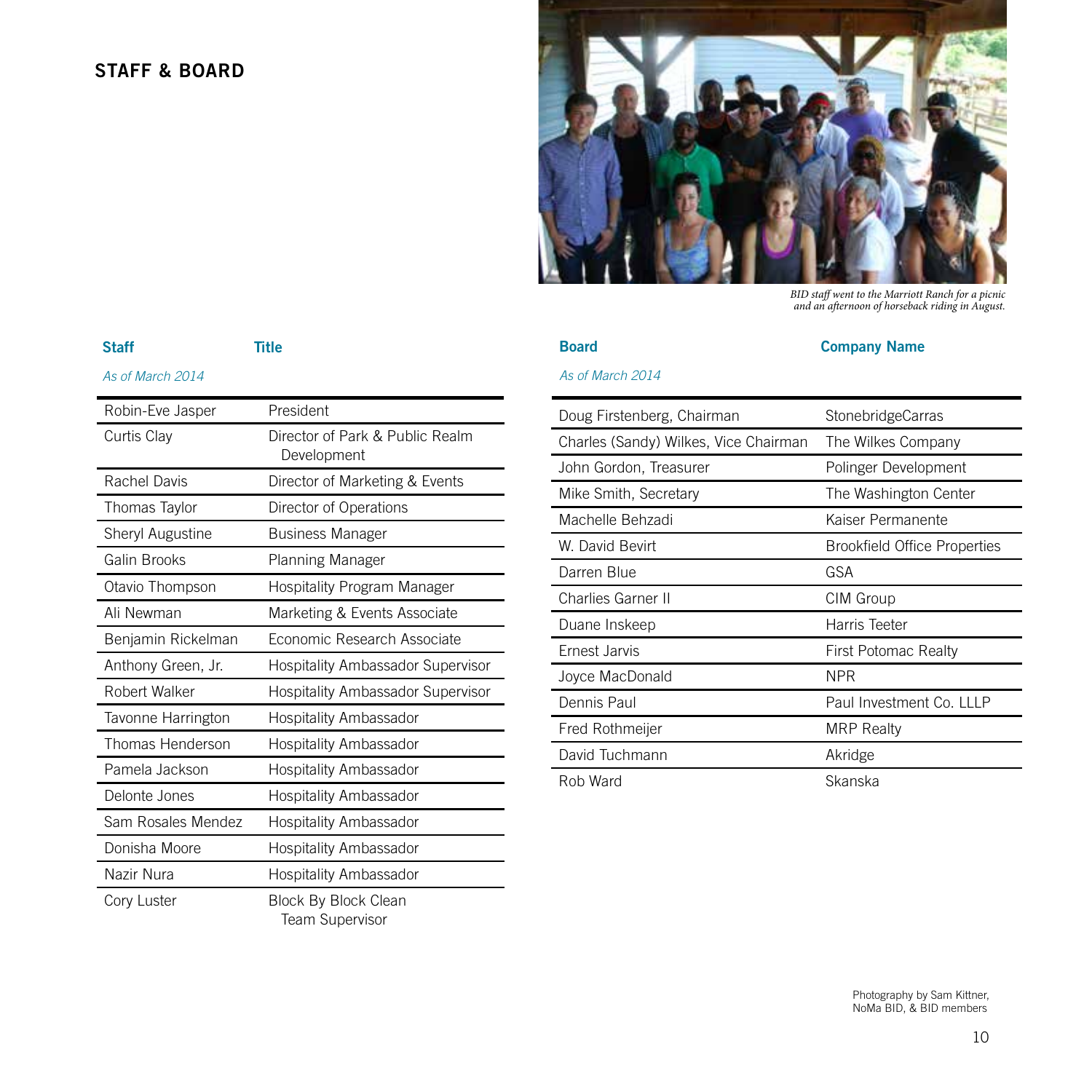## STAFF & BOARD

BID staff went to the Marriott Ranch for a picnic and an afternoon of horseback riding in August.

| Staff | Title |
|---|---|
| *As of March 2014* | |
| Robin-Eve Jasper | President |
| Curtis Clay | Director of Park & Public Realm Development |
| Rachel Davis | Director of Marketing & Events |
| Thomas Taylor | Director of Operations |
| Sheryl Augustine | Business Manager |
| Galin Brooks | Planning Manager |
| Otavio Thompson | Hospitality Program Manager |
| Ali Newman | Marketing & Events Associate |
| Benjamin Rickelman | Economic Research Associate |
| Anthony Green, Jr. | Hospitality Ambassador Supervisor |
| Robert Walker | Hospitality Ambassador Supervisor |
| Tavonne Harrington | Hospitality Ambassador |
| Thomas Henderson | Hospitality Ambassador |
| Pamela Jackson | Hospitality Ambassador |
| Delonte Jones | Hospitality Ambassador |
| Sam Rosales Mendez | Hospitality Ambassador |
| Donisha Moore | Hospitality Ambassador |
| Nazir Nura | Hospitality Ambassador |
| Cory Luster | Block By Block Clean Team Supervisor |

| Board | Company Name |
|---|---|
| *As of March 2014* | |
| Doug Firstenberg, Chairman | StonebridgeCarras |
| Charles (Sandy) Wilkes, Vice Chairman | The Wilkes Company |
| John Gordon, Treasurer | Polinger Development |
| Mike Smith, Secretary | The Washington Center |
| Machelle Behzadi | Kaiser Permanente |
| W. David Bevirt | Brookfield Office Properties |
| Darren Blue | GSA |
| Charlies Garner II | CIM Group |
| Duane Inskeep | Harris Teeter |
| Ernest Jarvis | First Potomac Realty |
| Joyce MacDonald | NPR |
| Dennis Paul | Paul Investment Co. LLLP |
| Fred Rothmeijer | MRP Realty |
| David Tuchmann | Akridge |
| Rob Ward | Skanska |

Photography by Sam Kittner, NoMa BID, & BID members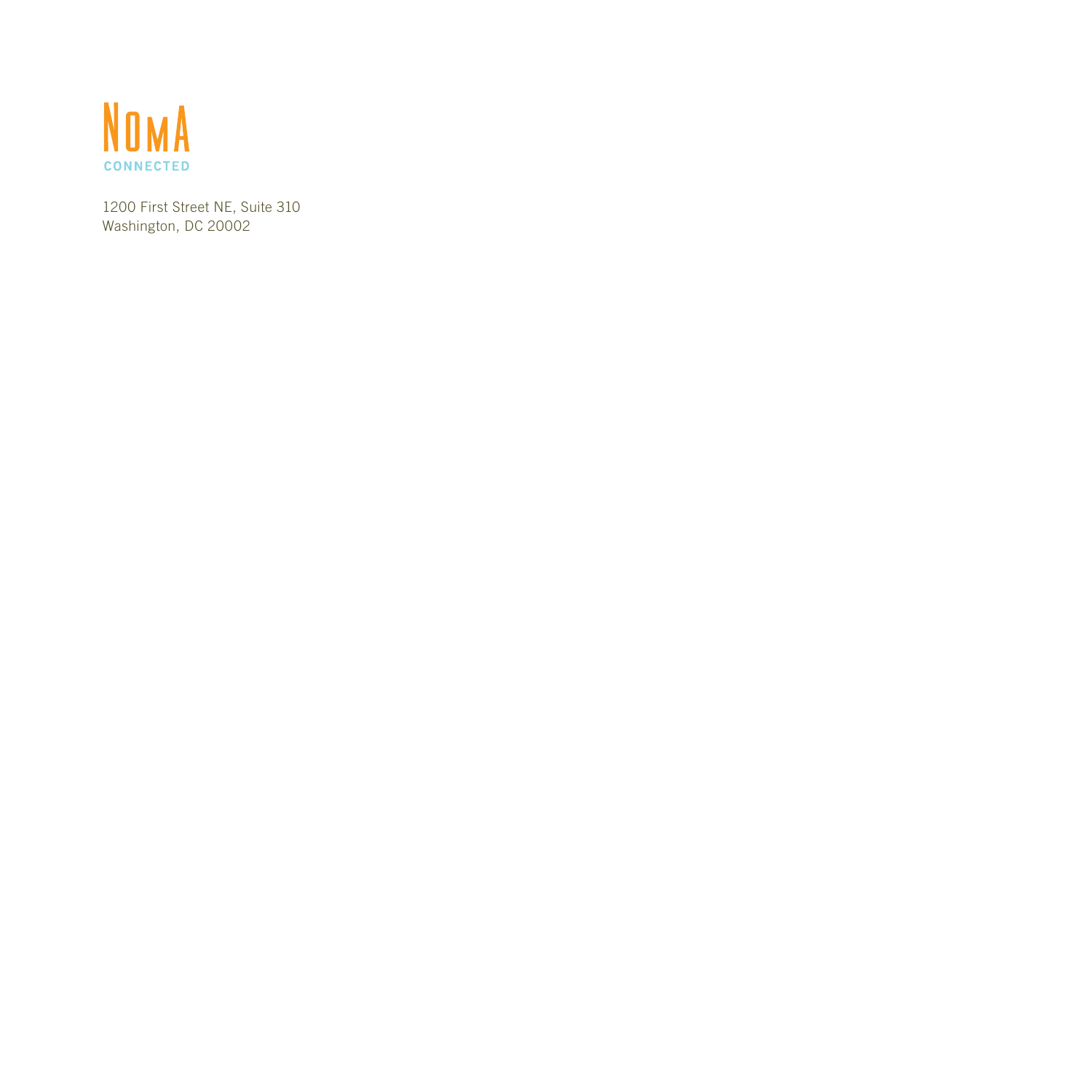NoMA

CONNECTED

1200 First Street NE, Suite 310
Washington, DC 20002